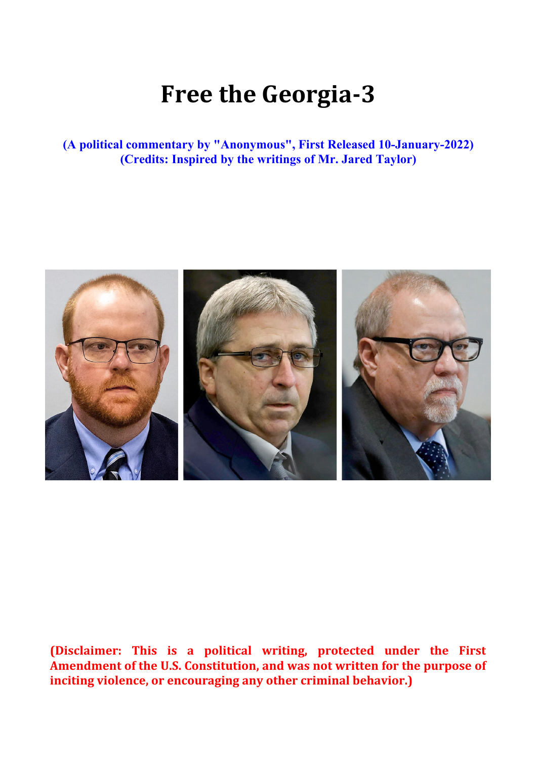# Free the Georgia-3

**(A political commentary by "Anonymous", First Released 10-January-2022)**
**(Credits: Inspired by the writings of Mr. Jared Taylor)**

**(Disclaimer: This is a political writing, protected under the First Amendment of the U.S. Constitution, and was not written for the purpose of inciting violence, or encouraging any other criminal behavior.)**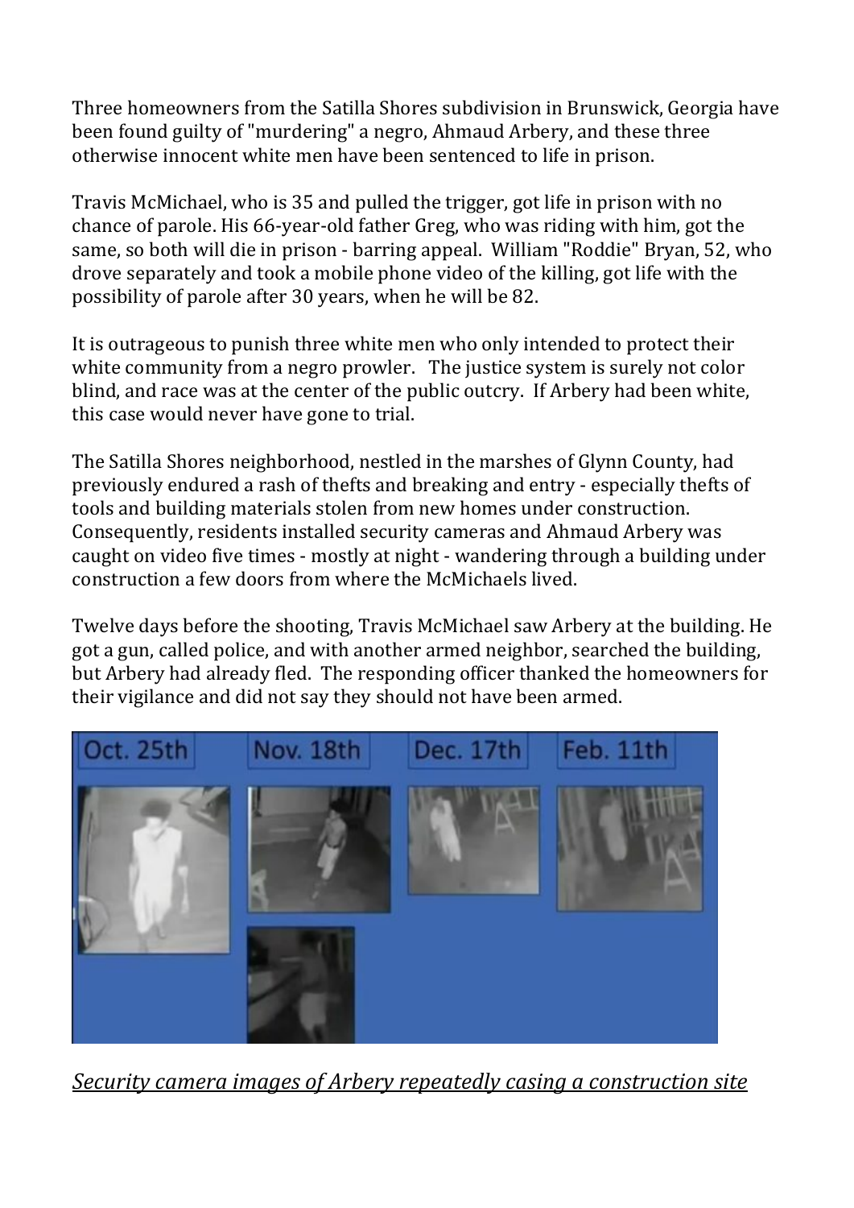Three homeowners from the Satilla Shores subdivision in Brunswick, Georgia have been found guilty of "murdering" a negro, Ahmaud Arbery, and these three otherwise innocent white men have been sentenced to life in prison.

Travis McMichael, who is 35 and pulled the trigger, got life in prison with no chance of parole. His 66-year-old father Greg, who was riding with him, got the same, so both will die in prison - barring appeal. William "Roddie" Bryan, 52, who drove separately and took a mobile phone video of the killing, got life with the possibility of parole after 30 years, when he will be 82.

It is outrageous to punish three white men who only intended to protect their white community from a negro prowler. The justice system is surely not color blind, and race was at the center of the public outcry. If Arbery had been white, this case would never have gone to trial.

The Satilla Shores neighborhood, nestled in the marshes of Glynn County, had previously endured a rash of thefts and breaking and entry - especially thefts of tools and building materials stolen from new homes under construction. Consequently, residents installed security cameras and Ahmaud Arbery was caught on video five times - mostly at night - wandering through a building under construction a few doors from where the McMichaels lived.

Twelve days before the shooting, Travis McMichael saw Arbery at the building. He got a gun, called police, and with another armed neighbor, searched the building, but Arbery had already fled. The responding officer thanked the homeowners for their vigilance and did not say they should not have been armed.

Oct. 25th

Nov. 18th

Dec. 17th

Feb. 11th

*Security camera images of Arbery repeatedly casing a construction site*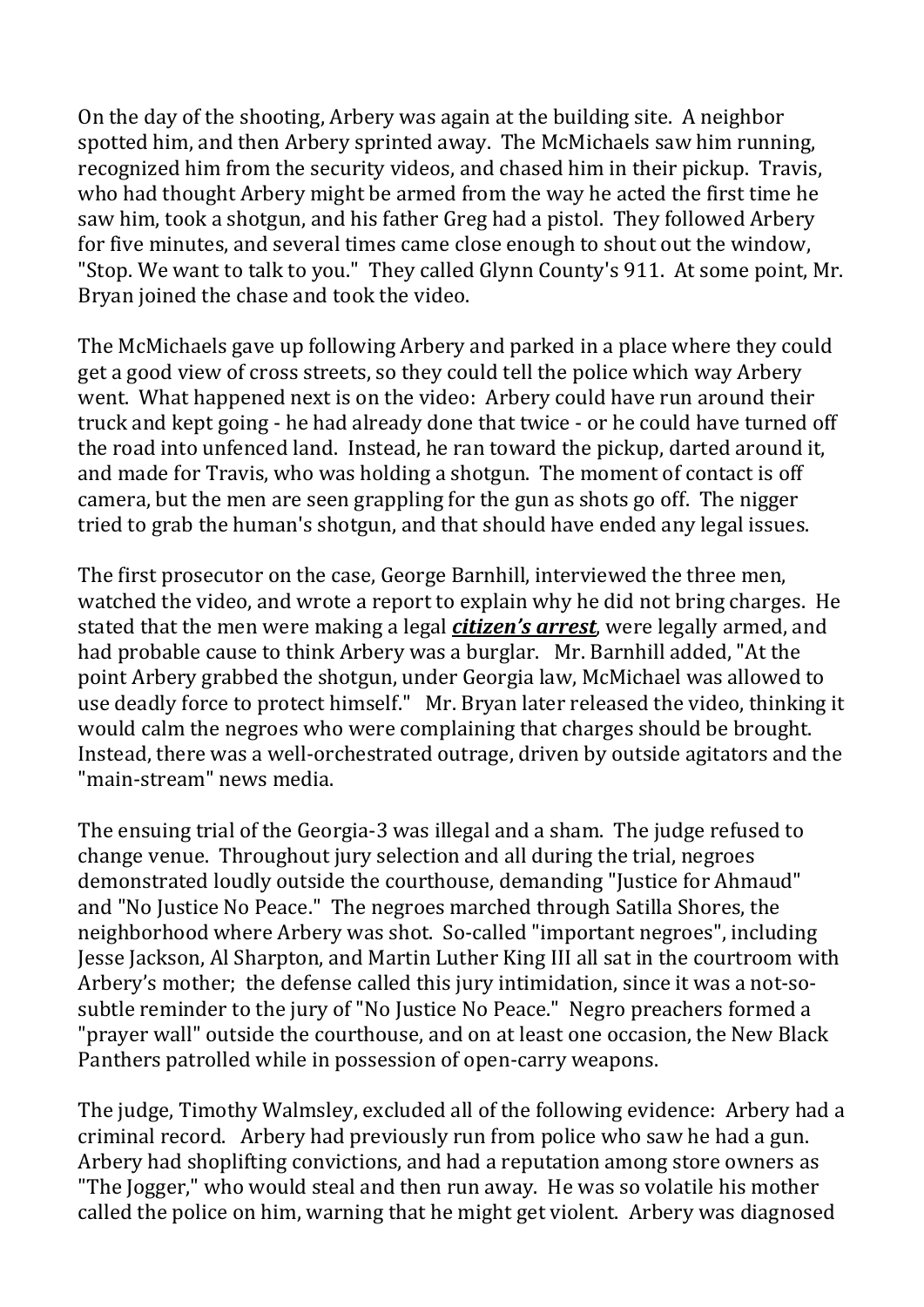On the day of the shooting, Arbery was again at the building site. A neighbor spotted him, and then Arbery sprinted away. The McMichaels saw him running, recognized him from the security videos, and chased him in their pickup. Travis, who had thought Arbery might be armed from the way he acted the first time he saw him, took a shotgun, and his father Greg had a pistol. They followed Arbery for five minutes, and several times came close enough to shout out the window, "Stop. We want to talk to you." They called Glynn County's 911. At some point, Mr. Bryan joined the chase and took the video.

The McMichaels gave up following Arbery and parked in a place where they could get a good view of cross streets, so they could tell the police which way Arbery went. What happened next is on the video: Arbery could have run around their truck and kept going - he had already done that twice - or he could have turned off the road into unfenced land. Instead, he ran toward the pickup, darted around it, and made for Travis, who was holding a shotgun. The moment of contact is off camera, but the men are seen grappling for the gun as shots go off. The nigger tried to grab the human's shotgun, and that should have ended any legal issues.

The first prosecutor on the case, George Barnhill, interviewed the three men, watched the video, and wrote a report to explain why he did not bring charges. He stated that the men were making a legal ***<u>citizen's arrest</u>***, were legally armed, and had probable cause to think Arbery was a burglar. Mr. Barnhill added, "At the point Arbery grabbed the shotgun, under Georgia law, McMichael was allowed to use deadly force to protect himself." Mr. Bryan later released the video, thinking it would calm the negroes who were complaining that charges should be brought. Instead, there was a well-orchestrated outrage, driven by outside agitators and the "main-stream" news media.

The ensuing trial of the Georgia-3 was illegal and a sham. The judge refused to change venue. Throughout jury selection and all during the trial, negroes demonstrated loudly outside the courthouse, demanding "Justice for Ahmaud" and "No Justice No Peace." The negroes marched through Satilla Shores, the neighborhood where Arbery was shot. So-called "important negroes", including Jesse Jackson, Al Sharpton, and Martin Luther King III all sat in the courtroom with Arbery's mother; the defense called this jury intimidation, since it was a not-so-subtle reminder to the jury of "No Justice No Peace." Negro preachers formed a "prayer wall" outside the courthouse, and on at least one occasion, the New Black Panthers patrolled while in possession of open-carry weapons.

The judge, Timothy Walmsley, excluded all of the following evidence: Arbery had a criminal record. Arbery had previously run from police who saw he had a gun. Arbery had shoplifting convictions, and had a reputation among store owners as "The Jogger," who would steal and then run away. He was so volatile his mother called the police on him, warning that he might get violent. Arbery was diagnosed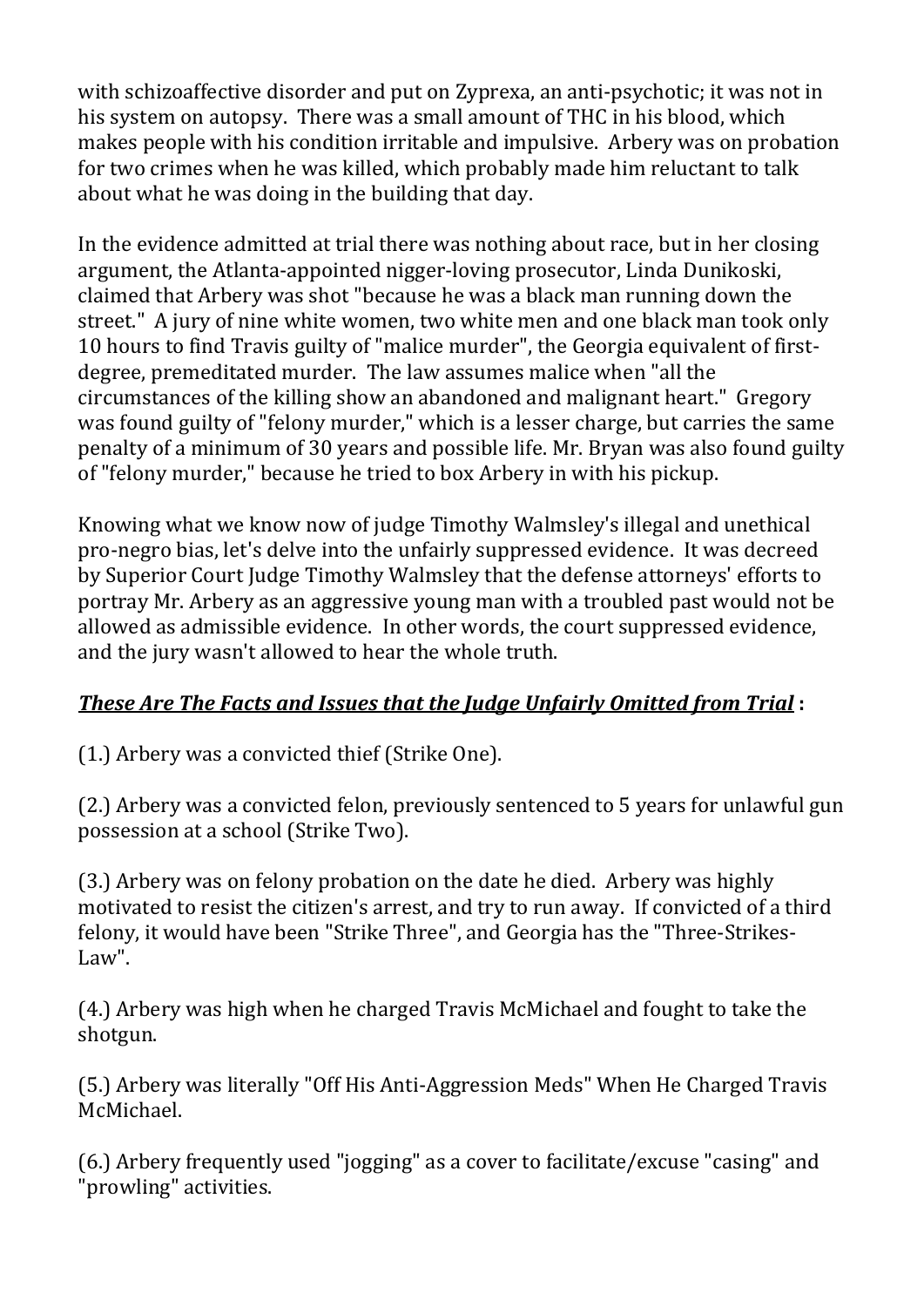with schizoaffective disorder and put on Zyprexa, an anti-psychotic; it was not in his system on autopsy. There was a small amount of THC in his blood, which makes people with his condition irritable and impulsive. Arbery was on probation for two crimes when he was killed, which probably made him reluctant to talk about what he was doing in the building that day.

In the evidence admitted at trial there was nothing about race, but in her closing argument, the Atlanta-appointed nigger-loving prosecutor, Linda Dunikoski, claimed that Arbery was shot "because he was a black man running down the street." A jury of nine white women, two white men and one black man took only 10 hours to find Travis guilty of "malice murder", the Georgia equivalent of first-degree, premeditated murder. The law assumes malice when "all the circumstances of the killing show an abandoned and malignant heart." Gregory was found guilty of "felony murder," which is a lesser charge, but carries the same penalty of a minimum of 30 years and possible life. Mr. Bryan was also found guilty of "felony murder," because he tried to box Arbery in with his pickup.

Knowing what we know now of judge Timothy Walmsley's illegal and unethical pro-negro bias, let's delve into the unfairly suppressed evidence. It was decreed by Superior Court Judge Timothy Walmsley that the defense attorneys' efforts to portray Mr. Arbery as an aggressive young man with a troubled past would not be allowed as admissible evidence. In other words, the court suppressed evidence, and the jury wasn't allowed to hear the whole truth.

***<u>These Are The Facts and Issues that the Judge Unfairly Omitted from Trial</u>*** **:**

(1.) Arbery was a convicted thief (Strike One).

(2.) Arbery was a convicted felon, previously sentenced to 5 years for unlawful gun possession at a school (Strike Two).

(3.) Arbery was on felony probation on the date he died. Arbery was highly motivated to resist the citizen's arrest, and try to run away. If convicted of a third felony, it would have been "Strike Three", and Georgia has the "Three-Strikes-Law".

(4.) Arbery was high when he charged Travis McMichael and fought to take the shotgun.

(5.) Arbery was literally "Off His Anti-Aggression Meds" When He Charged Travis McMichael.

(6.) Arbery frequently used "jogging" as a cover to facilitate/excuse "casing" and "prowling" activities.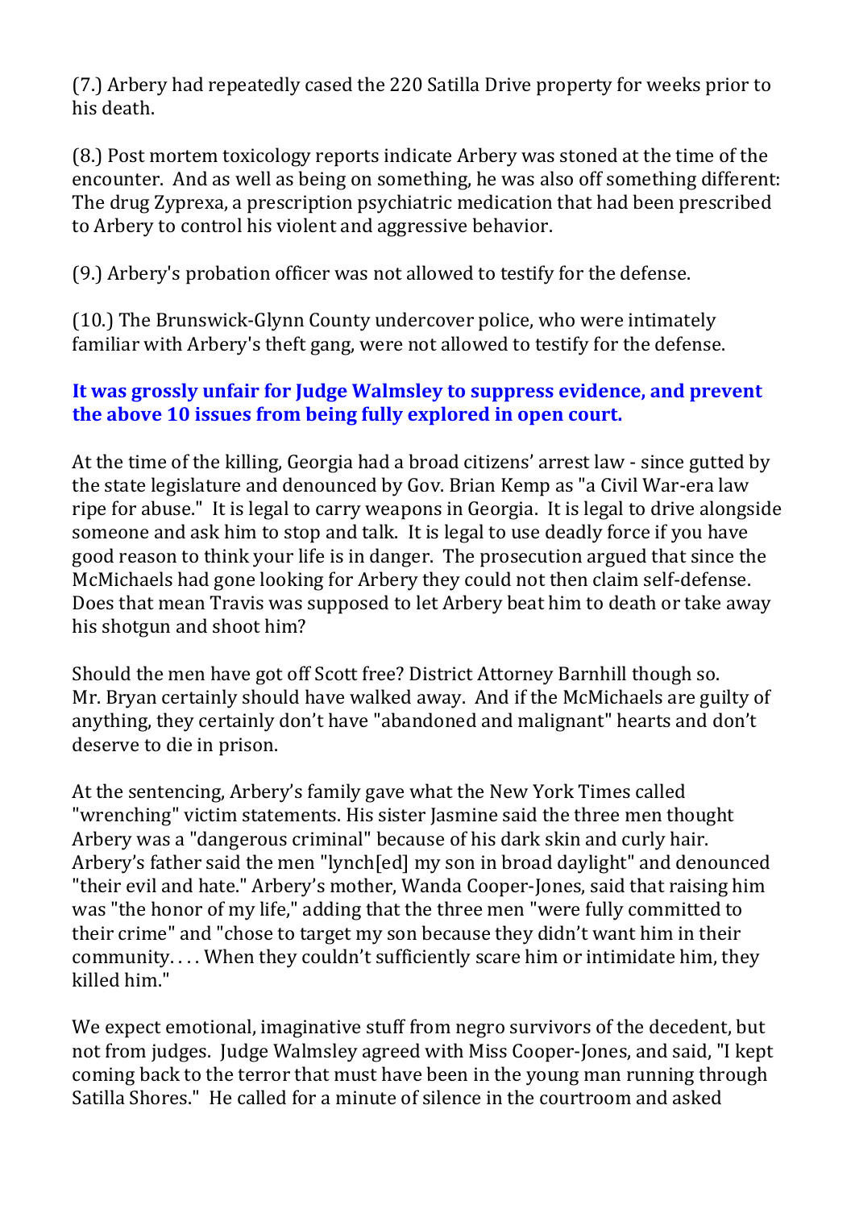(7.) Arbery had repeatedly cased the 220 Satilla Drive property for weeks prior to his death.

(8.) Post mortem toxicology reports indicate Arbery was stoned at the time of the encounter. And as well as being on something, he was also off something different: The drug Zyprexa, a prescription psychiatric medication that had been prescribed to Arbery to control his violent and aggressive behavior.

(9.) Arbery's probation officer was not allowed to testify for the defense.

(10.) The Brunswick-Glynn County undercover police, who were intimately familiar with Arbery's theft gang, were not allowed to testify for the defense.

**It was grossly unfair for Judge Walmsley to suppress evidence, and prevent the above 10 issues from being fully explored in open court.**

At the time of the killing, Georgia had a broad citizens' arrest law - since gutted by the state legislature and denounced by Gov. Brian Kemp as "a Civil War-era law ripe for abuse." It is legal to carry weapons in Georgia. It is legal to drive alongside someone and ask him to stop and talk. It is legal to use deadly force if you have good reason to think your life is in danger. The prosecution argued that since the McMichaels had gone looking for Arbery they could not then claim self-defense. Does that mean Travis was supposed to let Arbery beat him to death or take away his shotgun and shoot him?

Should the men have got off Scott free? District Attorney Barnhill though so. Mr. Bryan certainly should have walked away. And if the McMichaels are guilty of anything, they certainly don't have "abandoned and malignant" hearts and don't deserve to die in prison.

At the sentencing, Arbery's family gave what the New York Times called "wrenching" victim statements. His sister Jasmine said the three men thought Arbery was a "dangerous criminal" because of his dark skin and curly hair. Arbery's father said the men "lynch[ed] my son in broad daylight" and denounced "their evil and hate." Arbery's mother, Wanda Cooper-Jones, said that raising him was "the honor of my life," adding that the three men "were fully committed to their crime" and "chose to target my son because they didn't want him in their community. . . . When they couldn't sufficiently scare him or intimidate him, they killed him."

We expect emotional, imaginative stuff from negro survivors of the decedent, but not from judges. Judge Walmsley agreed with Miss Cooper-Jones, and said, "I kept coming back to the terror that must have been in the young man running through Satilla Shores." He called for a minute of silence in the courtroom and asked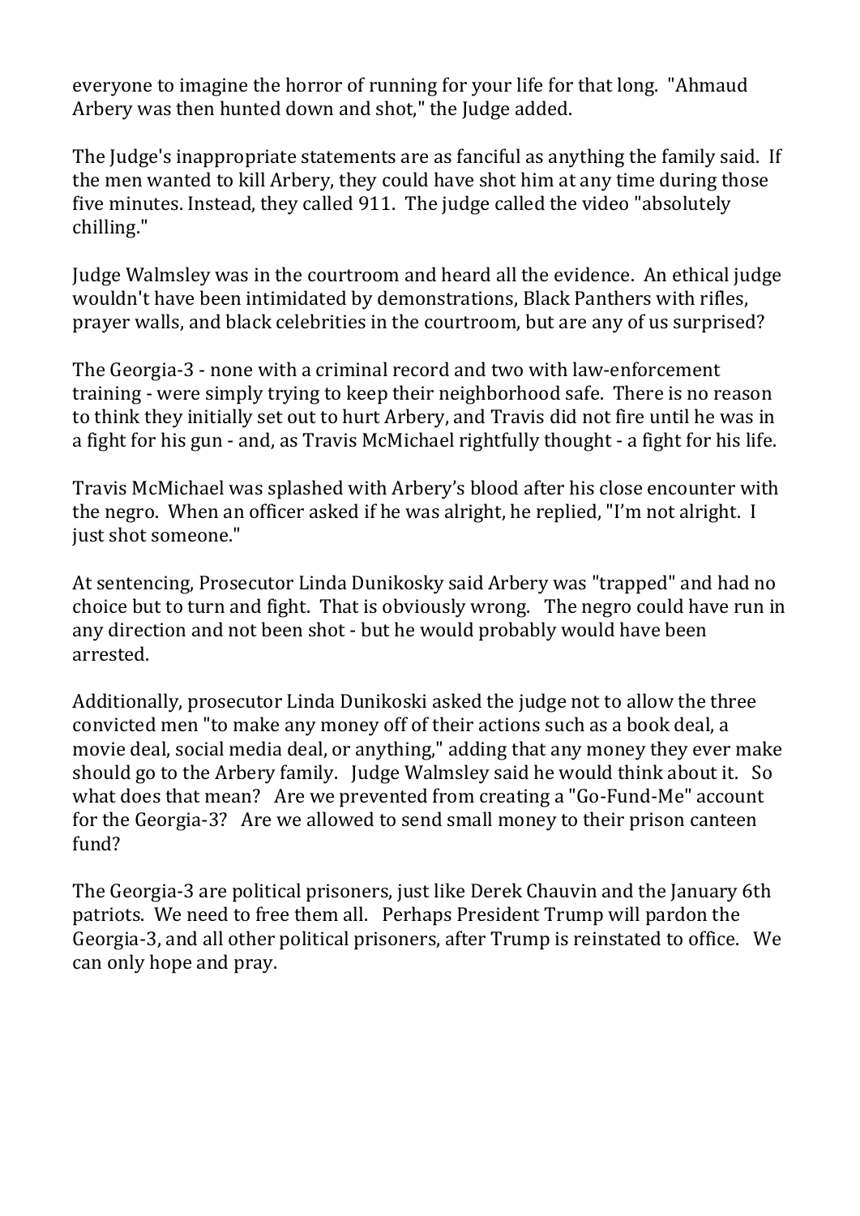everyone to imagine the horror of running for your life for that long. "Ahmaud Arbery was then hunted down and shot," the Judge added.

The Judge's inappropriate statements are as fanciful as anything the family said. If the men wanted to kill Arbery, they could have shot him at any time during those five minutes. Instead, they called 911. The judge called the video "absolutely chilling."

Judge Walmsley was in the courtroom and heard all the evidence. An ethical judge wouldn't have been intimidated by demonstrations, Black Panthers with rifles, prayer walls, and black celebrities in the courtroom, but are any of us surprised?

The Georgia-3 - none with a criminal record and two with law-enforcement training - were simply trying to keep their neighborhood safe. There is no reason to think they initially set out to hurt Arbery, and Travis did not fire until he was in a fight for his gun - and, as Travis McMichael rightfully thought - a fight for his life.

Travis McMichael was splashed with Arbery's blood after his close encounter with the negro. When an officer asked if he was alright, he replied, "I'm not alright. I just shot someone."

At sentencing, Prosecutor Linda Dunikosky said Arbery was "trapped" and had no choice but to turn and fight. That is obviously wrong. The negro could have run in any direction and not been shot - but he would probably would have been arrested.

Additionally, prosecutor Linda Dunikoski asked the judge not to allow the three convicted men "to make any money off of their actions such as a book deal, a movie deal, social media deal, or anything," adding that any money they ever make should go to the Arbery family. Judge Walmsley said he would think about it. So what does that mean? Are we prevented from creating a "Go-Fund-Me" account for the Georgia-3? Are we allowed to send small money to their prison canteen fund?

The Georgia-3 are political prisoners, just like Derek Chauvin and the January 6th patriots. We need to free them all. Perhaps President Trump will pardon the Georgia-3, and all other political prisoners, after Trump is reinstated to office. We can only hope and pray.